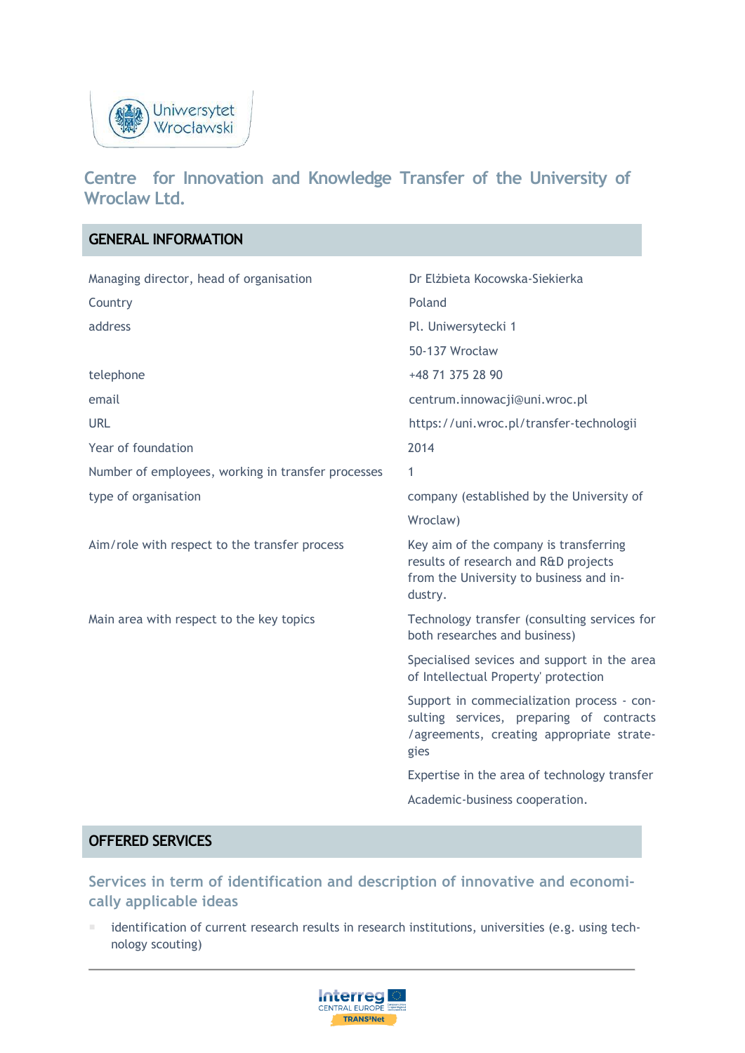# Centre for Innovation and Knowledge Transfer of the University of Wroclaw Ltd.

## GENERAL INFORMATION

| | |
|---|---|
| Managing director, head of organisation | Dr Elżbieta Kocowska-Siekierka |
| Country | Poland |
| address | Pl. Uniwersytecki 1<br>50-137 Wrocław |
| telephone | +48 71 375 28 90 |
| email | centrum.innowacji@uni.wroc.pl |
| URL | https://uni.wroc.pl/transfer-technologii |
| Year of foundation | 2014 |
| Number of employees, working in transfer processes | 1 |
| type of organisation | company (established by the University of Wroclaw) |
| Aim/role with respect to the transfer process | Key aim of the company is transferring results of research and R&D projects from the University to business and industry. |
| Main area with respect to the key topics | Technology transfer (consulting services for both researches and business)<br>Specialised sevices and support in the area of Intellectual Property' protection<br>Support in commecialization process - consulting services, preparing of contracts /agreements, creating appropriate strategies<br>Expertise in the area of technology transfer<br>Academic-business cooperation. |

## OFFERED SERVICES

### Services in term of identification and description of innovative and economically applicable ideas

- identification of current research results in research institutions, universities (e.g. using technology scouting)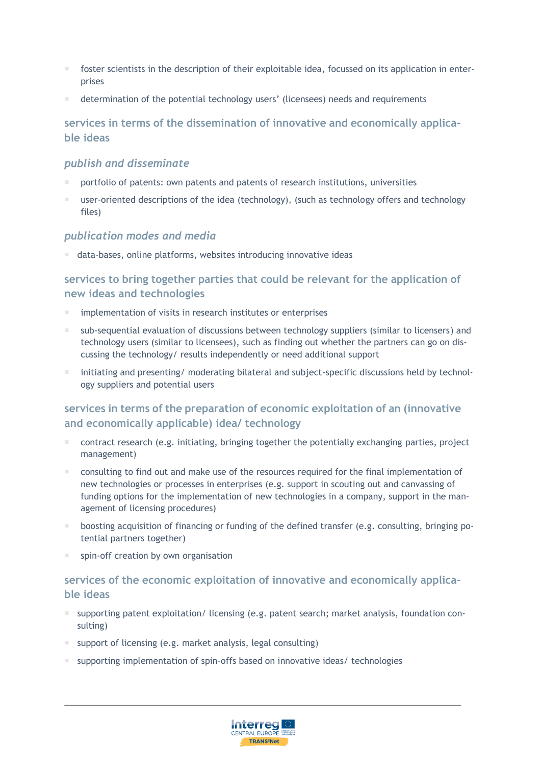- foster scientists in the description of their exploitable idea, focussed on its application in enterprises
- determination of the potential technology users' (licensees) needs and requirements

### services in terms of the dissemination of innovative and economically applicable ideas

#### *publish and disseminate*

- portfolio of patents: own patents and patents of research institutions, universities
- user-oriented descriptions of the idea (technology), (such as technology offers and technology files)

#### *publication modes and media*

- data-bases, online platforms, websites introducing innovative ideas

### services to bring together parties that could be relevant for the application of new ideas and technologies

- implementation of visits in research institutes or enterprises
- sub-sequential evaluation of discussions between technology suppliers (similar to licensers) and technology users (similar to licensees), such as finding out whether the partners can go on discussing the technology/ results independently or need additional support
- initiating and presenting/ moderating bilateral and subject-specific discussions held by technology suppliers and potential users

### services in terms of the preparation of economic exploitation of an (innovative and economically applicable) idea/ technology

- contract research (e.g. initiating, bringing together the potentially exchanging parties, project management)
- consulting to find out and make use of the resources required for the final implementation of new technologies or processes in enterprises (e.g. support in scouting out and canvassing of funding options for the implementation of new technologies in a company, support in the management of licensing procedures)
- boosting acquisition of financing or funding of the defined transfer (e.g. consulting, bringing potential partners together)
- spin-off creation by own organisation

### services of the economic exploitation of innovative and economically applicable ideas

- supporting patent exploitation/ licensing (e.g. patent search; market analysis, foundation consulting)
- support of licensing (e.g. market analysis, legal consulting)
- supporting implementation of spin-offs based on innovative ideas/ technologies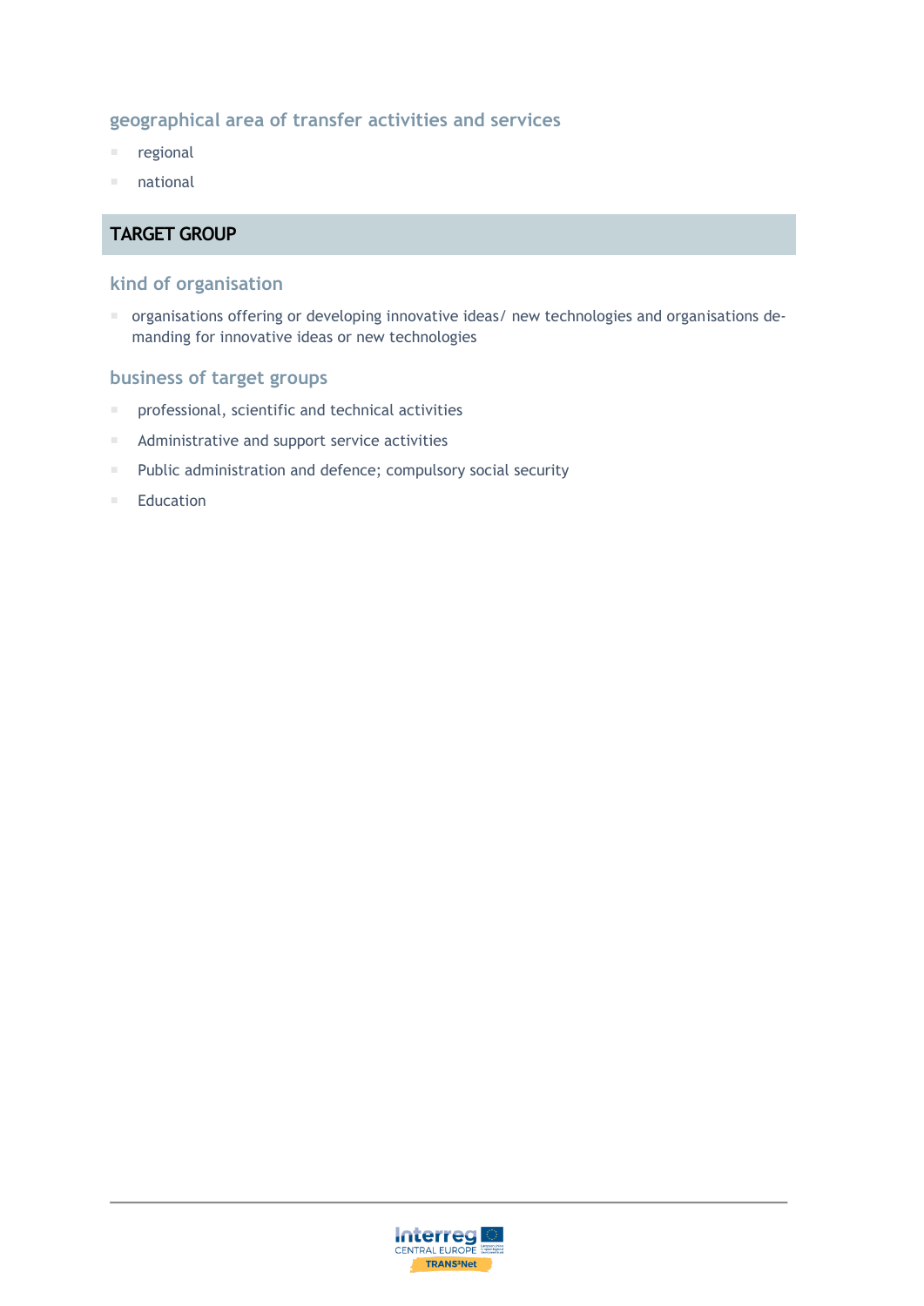### geographical area of transfer activities and services

- regional
- national

## TARGET GROUP

### kind of organisation

- organisations offering or developing innovative ideas/ new technologies and organisations demanding for innovative ideas or new technologies

### business of target groups

- professional, scientific and technical activities
- Administrative and support service activities
- Public administration and defence; compulsory social security
- Education